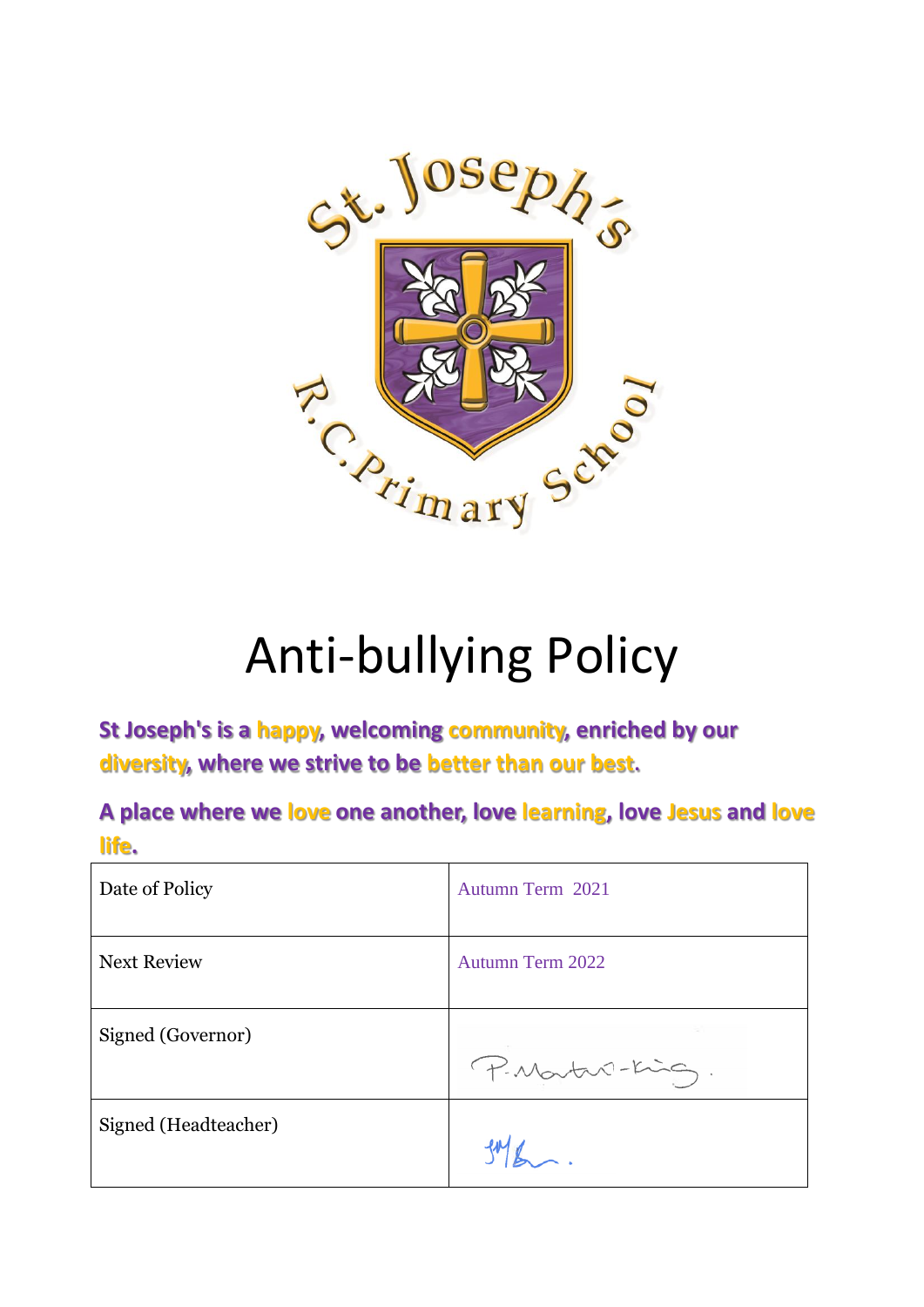# Anti-bullying Policy

**St Joseph's is a happy, welcoming community, enriched by our diversity, where we strive to be better than our best.**

**A place where we love one another, love learning, love Jesus and love life.**

| Date of Policy | Autumn Term 2021 |
|---|---|
| Next Review | Autumn Term 2022 |
| Signed (Governor) | P. Martin-King. |
| Signed (Headteacher) | |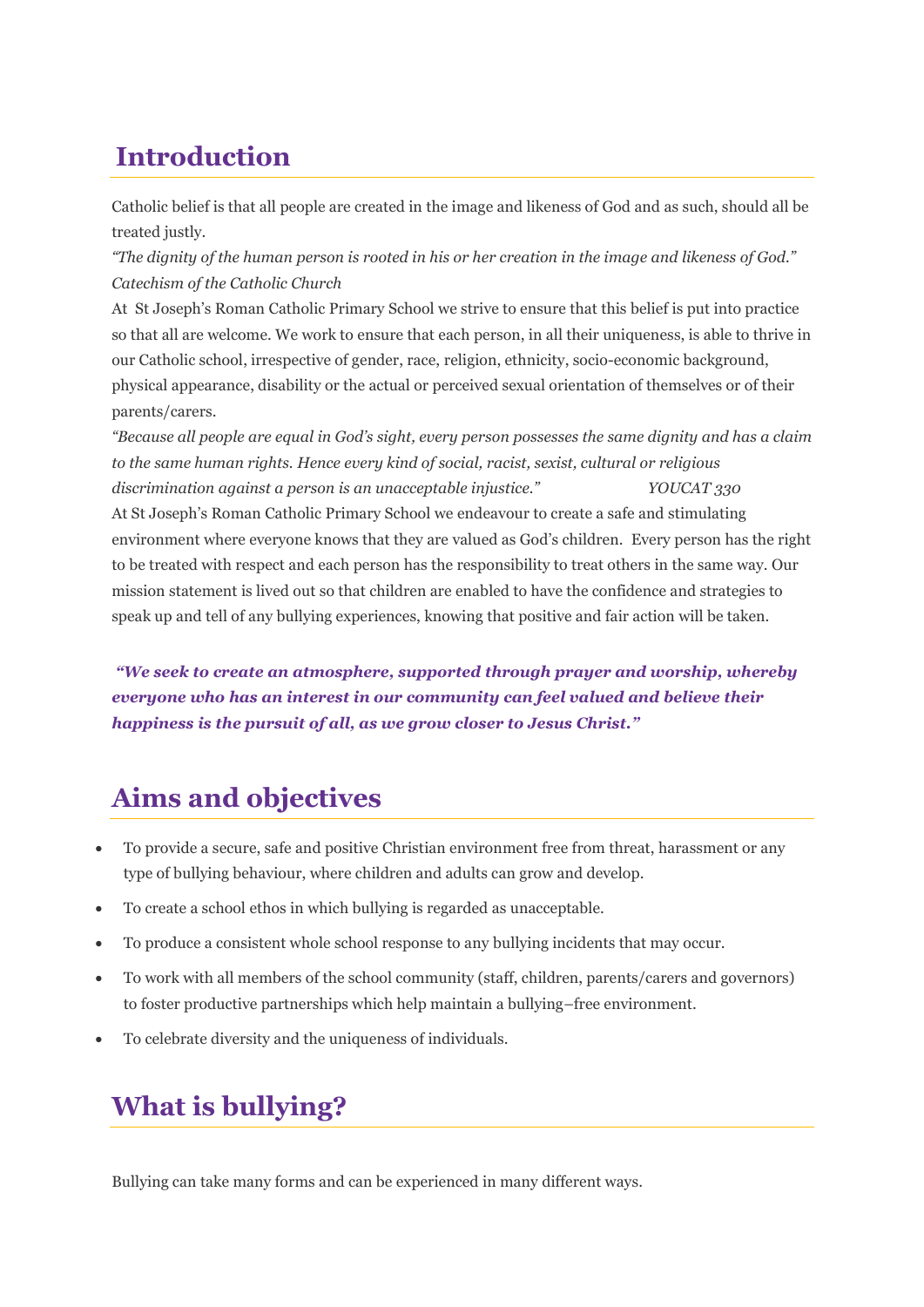## Introduction

Catholic belief is that all people are created in the image and likeness of God and as such, should all be treated justly.

*"The dignity of the human person is rooted in his or her creation in the image and likeness of God." Catechism of the Catholic Church*

At St Joseph's Roman Catholic Primary School we strive to ensure that this belief is put into practice so that all are welcome. We work to ensure that each person, in all their uniqueness, is able to thrive in our Catholic school, irrespective of gender, race, religion, ethnicity, socio-economic background, physical appearance, disability or the actual or perceived sexual orientation of themselves or of their parents/carers.

*"Because all people are equal in God's sight, every person possesses the same dignity and has a claim to the same human rights. Hence every kind of social, racist, sexist, cultural or religious discrimination against a person is an unacceptable injustice." YOUCAT 330*

At St Joseph's Roman Catholic Primary School we endeavour to create a safe and stimulating environment where everyone knows that they are valued as God's children. Every person has the right to be treated with respect and each person has the responsibility to treat others in the same way. Our mission statement is lived out so that children are enabled to have the confidence and strategies to speak up and tell of any bullying experiences, knowing that positive and fair action will be taken.

***"We seek to create an atmosphere, supported through prayer and worship, whereby everyone who has an interest in our community can feel valued and believe their happiness is the pursuit of all, as we grow closer to Jesus Christ."***

## Aims and objectives

- To provide a secure, safe and positive Christian environment free from threat, harassment or any type of bullying behaviour, where children and adults can grow and develop.
- To create a school ethos in which bullying is regarded as unacceptable.
- To produce a consistent whole school response to any bullying incidents that may occur.
- To work with all members of the school community (staff, children, parents/carers and governors) to foster productive partnerships which help maintain a bullying–free environment.
- To celebrate diversity and the uniqueness of individuals.

## What is bullying?

Bullying can take many forms and can be experienced in many different ways.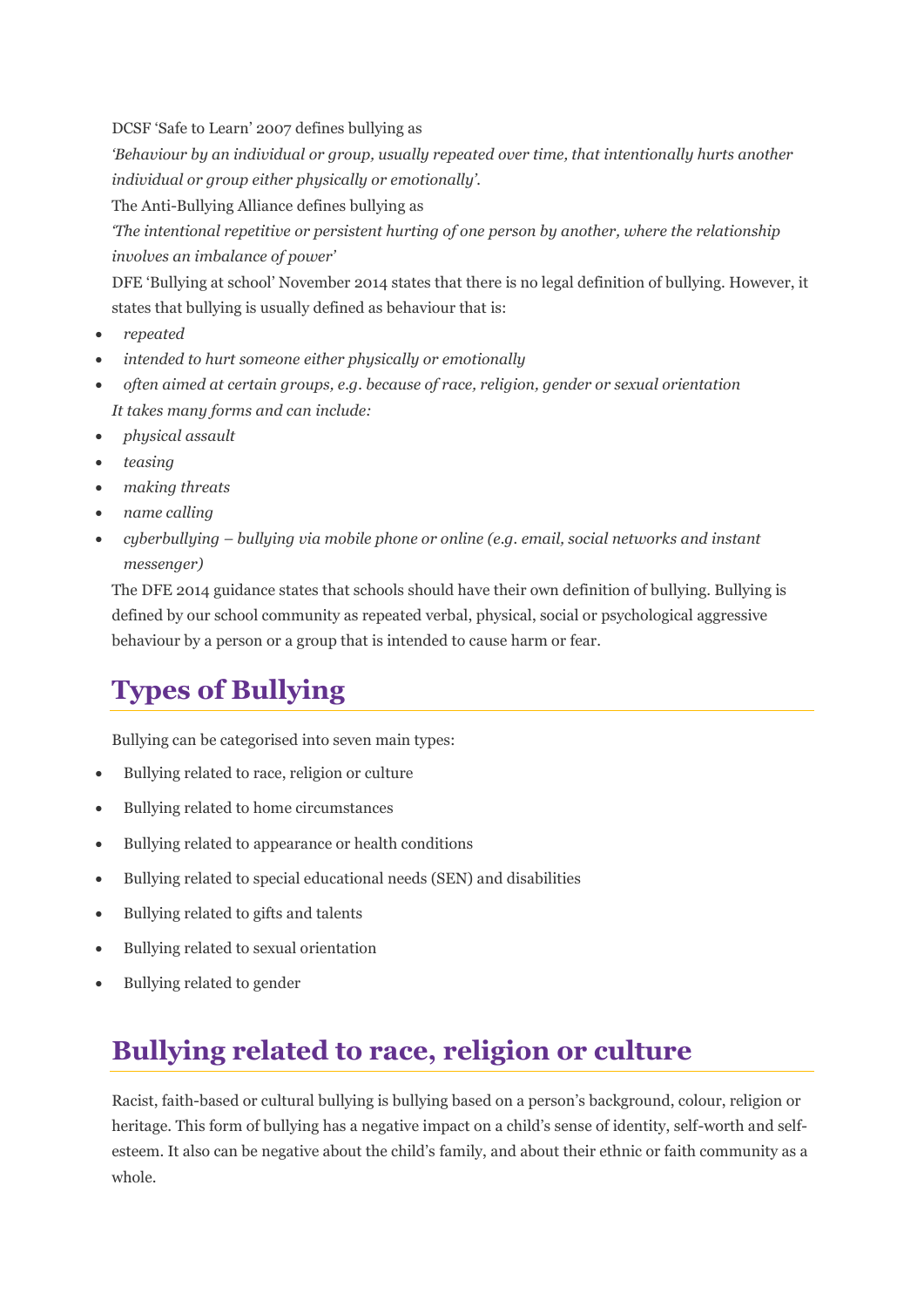DCSF 'Safe to Learn' 2007 defines bullying as

*'Behaviour by an individual or group, usually repeated over time, that intentionally hurts another individual or group either physically or emotionally'.*

The Anti-Bullying Alliance defines bullying as

*'The intentional repetitive or persistent hurting of one person by another, where the relationship involves an imbalance of power'*

DFE 'Bullying at school' November 2014 states that there is no legal definition of bullying. However, it states that bullying is usually defined as behaviour that is:

- *repeated*
- *intended to hurt someone either physically or emotionally*
- *often aimed at certain groups, e.g. because of race, religion, gender or sexual orientation*

*It takes many forms and can include:*

- *physical assault*
- *teasing*
- *making threats*
- *name calling*
- *cyberbullying – bullying via mobile phone or online (e.g. email, social networks and instant messenger)*

The DFE 2014 guidance states that schools should have their own definition of bullying. Bullying is defined by our school community as repeated verbal, physical, social or psychological aggressive behaviour by a person or a group that is intended to cause harm or fear.

## Types of Bullying

Bullying can be categorised into seven main types:

- Bullying related to race, religion or culture
- Bullying related to home circumstances
- Bullying related to appearance or health conditions
- Bullying related to special educational needs (SEN) and disabilities
- Bullying related to gifts and talents
- Bullying related to sexual orientation
- Bullying related to gender

## Bullying related to race, religion or culture

Racist, faith-based or cultural bullying is bullying based on a person's background, colour, religion or heritage. This form of bullying has a negative impact on a child's sense of identity, self-worth and self-esteem. It also can be negative about the child's family, and about their ethnic or faith community as a whole.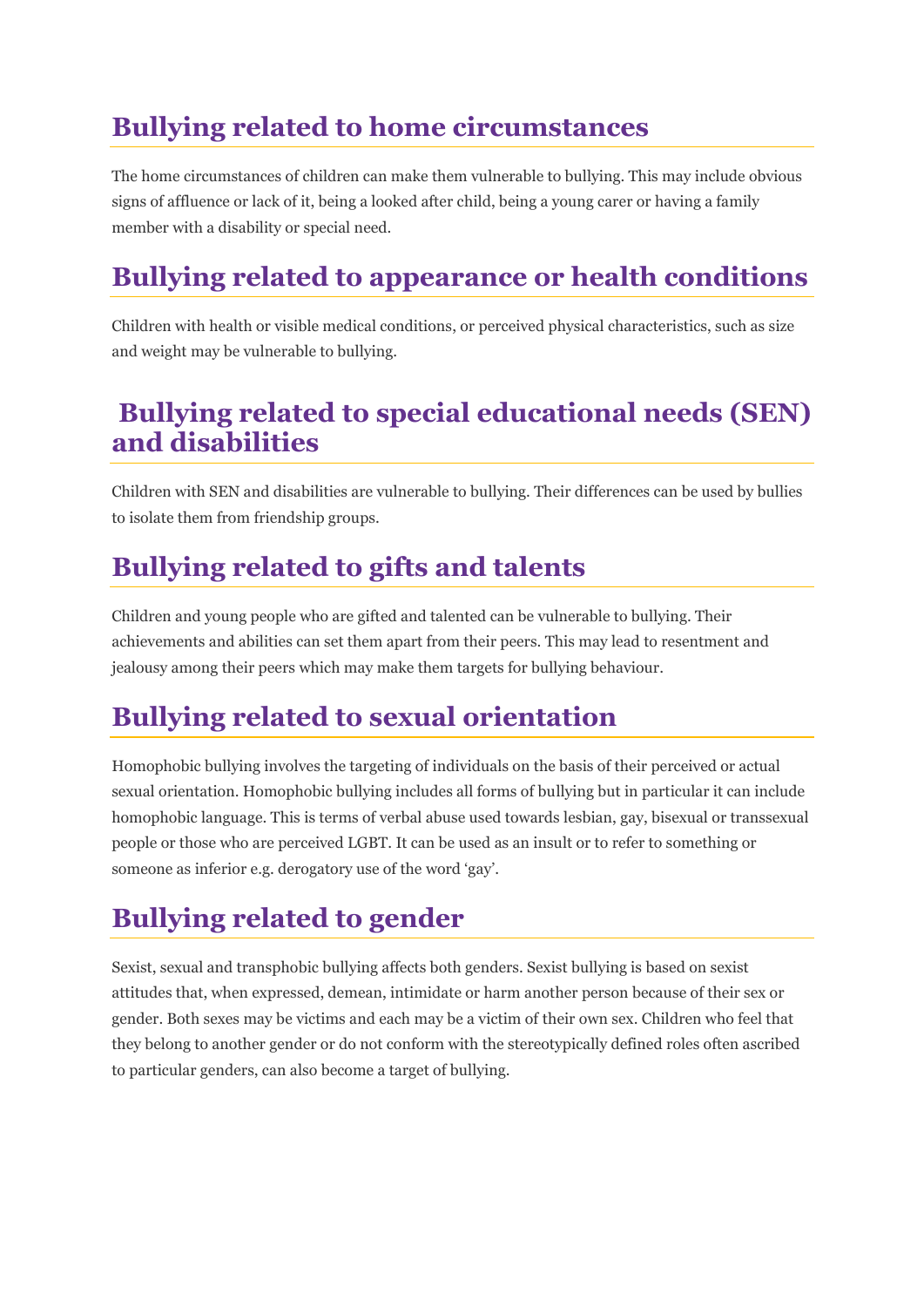## Bullying related to home circumstances

The home circumstances of children can make them vulnerable to bullying. This may include obvious signs of affluence or lack of it, being a looked after child, being a young carer or having a family member with a disability or special need.

## Bullying related to appearance or health conditions

Children with health or visible medical conditions, or perceived physical characteristics, such as size and weight may be vulnerable to bullying.

## Bullying related to special educational needs (SEN) and disabilities

Children with SEN and disabilities are vulnerable to bullying. Their differences can be used by bullies to isolate them from friendship groups.

## Bullying related to gifts and talents

Children and young people who are gifted and talented can be vulnerable to bullying. Their achievements and abilities can set them apart from their peers. This may lead to resentment and jealousy among their peers which may make them targets for bullying behaviour.

## Bullying related to sexual orientation

Homophobic bullying involves the targeting of individuals on the basis of their perceived or actual sexual orientation. Homophobic bullying includes all forms of bullying but in particular it can include homophobic language. This is terms of verbal abuse used towards lesbian, gay, bisexual or transsexual people or those who are perceived LGBT. It can be used as an insult or to refer to something or someone as inferior e.g. derogatory use of the word 'gay'.

## Bullying related to gender

Sexist, sexual and transphobic bullying affects both genders. Sexist bullying is based on sexist attitudes that, when expressed, demean, intimidate or harm another person because of their sex or gender. Both sexes may be victims and each may be a victim of their own sex. Children who feel that they belong to another gender or do not conform with the stereotypically defined roles often ascribed to particular genders, can also become a target of bullying.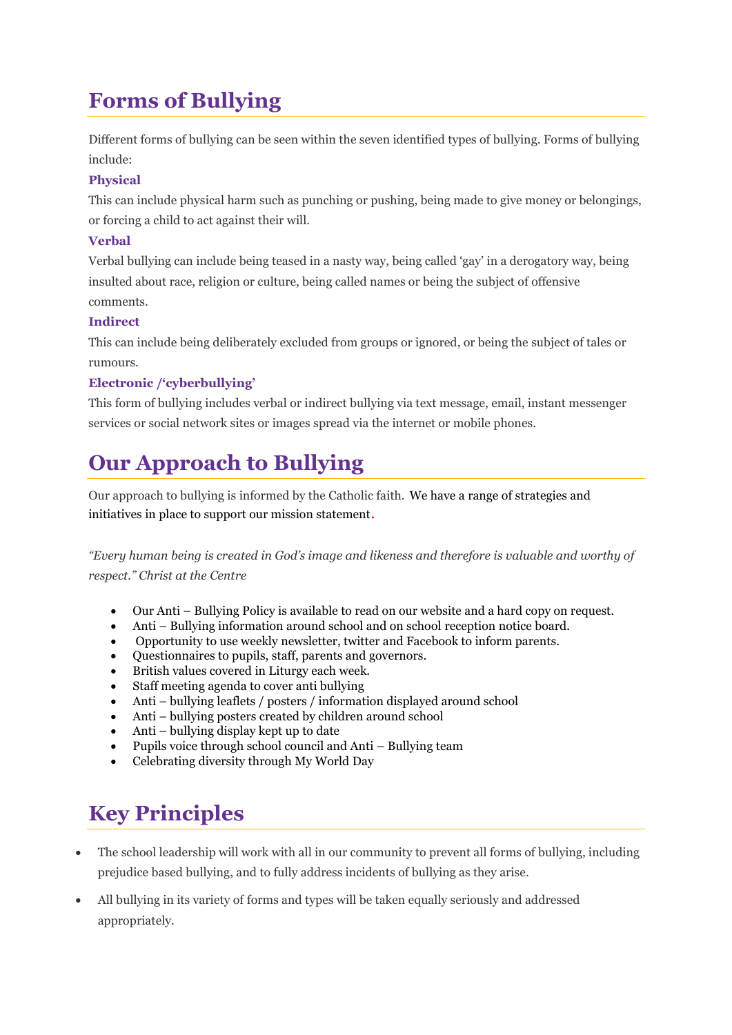# Forms of Bullying

Different forms of bullying can be seen within the seven identified types of bullying. Forms of bullying include:

### Physical

This can include physical harm such as punching or pushing, being made to give money or belongings, or forcing a child to act against their will.

### Verbal

Verbal bullying can include being teased in a nasty way, being called 'gay' in a derogatory way, being insulted about race, religion or culture, being called names or being the subject of offensive comments.

### Indirect

This can include being deliberately excluded from groups or ignored, or being the subject of tales or rumours.

### Electronic /'cyberbullying'

This form of bullying includes verbal or indirect bullying via text message, email, instant messenger services or social network sites or images spread via the internet or mobile phones.

# Our Approach to Bullying

Our approach to bullying is informed by the Catholic faith. We have a range of strategies and initiatives in place to support our mission statement.

*"Every human being is created in God's image and likeness and therefore is valuable and worthy of respect." Christ at the Centre*

- Our Anti – Bullying Policy is available to read on our website and a hard copy on request.
- Anti – Bullying information around school and on school reception notice board.
- Opportunity to use weekly newsletter, twitter and Facebook to inform parents.
- Questionnaires to pupils, staff, parents and governors.
- British values covered in Liturgy each week.
- Staff meeting agenda to cover anti bullying
- Anti – bullying leaflets / posters / information displayed around school
- Anti – bullying posters created by children around school
- Anti – bullying display kept up to date
- Pupils voice through school council and Anti – Bullying team
- Celebrating diversity through My World Day

# Key Principles

- The school leadership will work with all in our community to prevent all forms of bullying, including prejudice based bullying, and to fully address incidents of bullying as they arise.
- All bullying in its variety of forms and types will be taken equally seriously and addressed appropriately.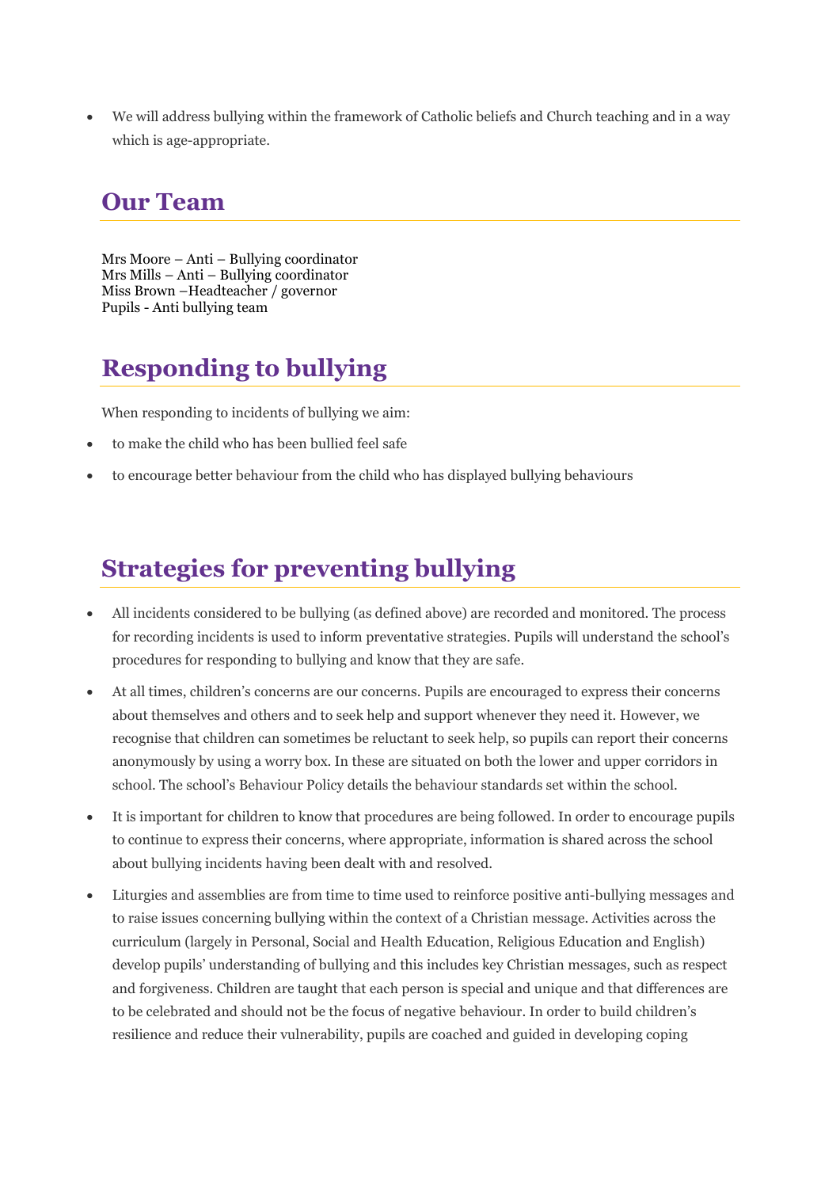- We will address bullying within the framework of Catholic beliefs and Church teaching and in a way which is age-appropriate.

## Our Team

Mrs Moore – Anti – Bullying coordinator
Mrs Mills – Anti – Bullying coordinator
Miss Brown –Headteacher / governor
Pupils - Anti bullying team

## Responding to bullying

When responding to incidents of bullying we aim:

- to make the child who has been bullied feel safe
- to encourage better behaviour from the child who has displayed bullying behaviours

## Strategies for preventing bullying

- All incidents considered to be bullying (as defined above) are recorded and monitored. The process for recording incidents is used to inform preventative strategies. Pupils will understand the school's procedures for responding to bullying and know that they are safe.
- At all times, children's concerns are our concerns. Pupils are encouraged to express their concerns about themselves and others and to seek help and support whenever they need it. However, we recognise that children can sometimes be reluctant to seek help, so pupils can report their concerns anonymously by using a worry box. In these are situated on both the lower and upper corridors in school. The school's Behaviour Policy details the behaviour standards set within the school.
- It is important for children to know that procedures are being followed. In order to encourage pupils to continue to express their concerns, where appropriate, information is shared across the school about bullying incidents having been dealt with and resolved.
- Liturgies and assemblies are from time to time used to reinforce positive anti-bullying messages and to raise issues concerning bullying within the context of a Christian message. Activities across the curriculum (largely in Personal, Social and Health Education, Religious Education and English) develop pupils' understanding of bullying and this includes key Christian messages, such as respect and forgiveness. Children are taught that each person is special and unique and that differences are to be celebrated and should not be the focus of negative behaviour. In order to build children's resilience and reduce their vulnerability, pupils are coached and guided in developing coping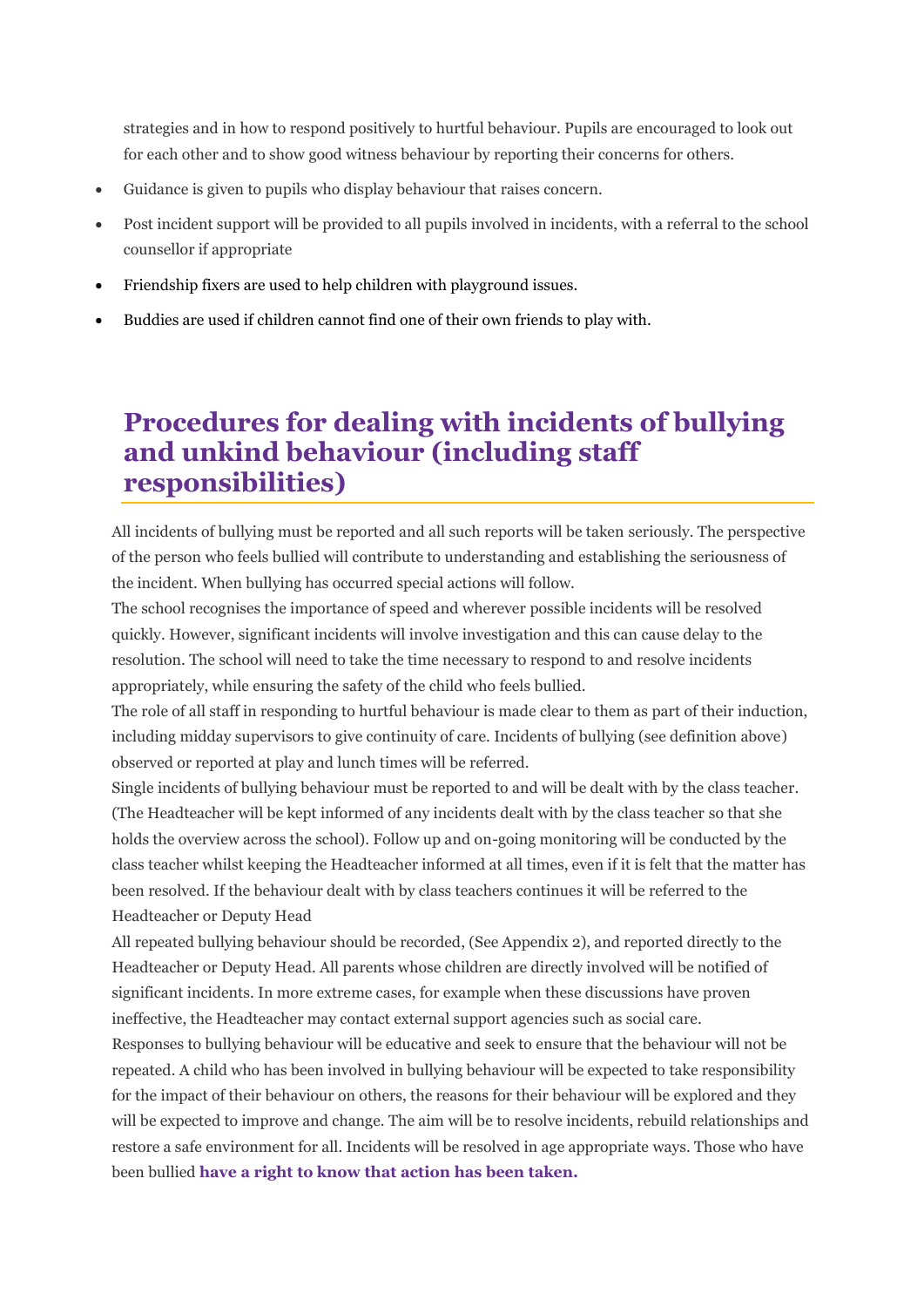strategies and in how to respond positively to hurtful behaviour. Pupils are encouraged to look out for each other and to show good witness behaviour by reporting their concerns for others.

- Guidance is given to pupils who display behaviour that raises concern.
- Post incident support will be provided to all pupils involved in incidents, with a referral to the school counsellor if appropriate
- Friendship fixers are used to help children with playground issues.
- Buddies are used if children cannot find one of their own friends to play with.

## Procedures for dealing with incidents of bullying and unkind behaviour (including staff responsibilities)

All incidents of bullying must be reported and all such reports will be taken seriously. The perspective of the person who feels bullied will contribute to understanding and establishing the seriousness of the incident. When bullying has occurred special actions will follow.

The school recognises the importance of speed and wherever possible incidents will be resolved quickly. However, significant incidents will involve investigation and this can cause delay to the resolution. The school will need to take the time necessary to respond to and resolve incidents appropriately, while ensuring the safety of the child who feels bullied.

The role of all staff in responding to hurtful behaviour is made clear to them as part of their induction, including midday supervisors to give continuity of care. Incidents of bullying (see definition above) observed or reported at play and lunch times will be referred.

Single incidents of bullying behaviour must be reported to and will be dealt with by the class teacher. (The Headteacher will be kept informed of any incidents dealt with by the class teacher so that she holds the overview across the school). Follow up and on-going monitoring will be conducted by the class teacher whilst keeping the Headteacher informed at all times, even if it is felt that the matter has been resolved. If the behaviour dealt with by class teachers continues it will be referred to the Headteacher or Deputy Head

All repeated bullying behaviour should be recorded, (See Appendix 2), and reported directly to the Headteacher or Deputy Head. All parents whose children are directly involved will be notified of significant incidents. In more extreme cases, for example when these discussions have proven ineffective, the Headteacher may contact external support agencies such as social care.

Responses to bullying behaviour will be educative and seek to ensure that the behaviour will not be repeated. A child who has been involved in bullying behaviour will be expected to take responsibility for the impact of their behaviour on others, the reasons for their behaviour will be explored and they will be expected to improve and change. The aim will be to resolve incidents, rebuild relationships and restore a safe environment for all. Incidents will be resolved in age appropriate ways. Those who have been bullied **have a right to know that action has been taken.**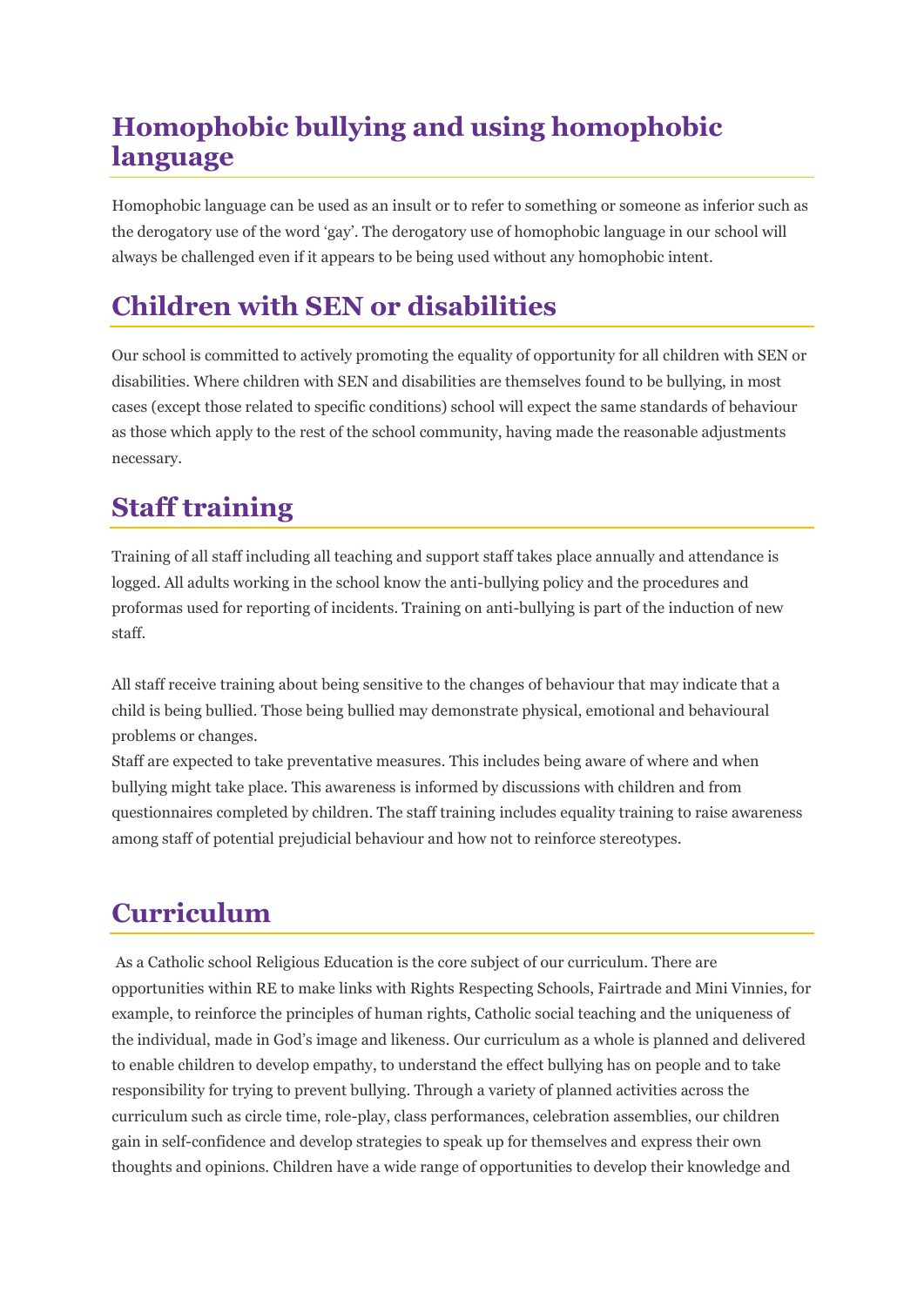## Homophobic bullying and using homophobic language

Homophobic language can be used as an insult or to refer to something or someone as inferior such as the derogatory use of the word 'gay'. The derogatory use of homophobic language in our school will always be challenged even if it appears to be being used without any homophobic intent.

## Children with SEN or disabilities

Our school is committed to actively promoting the equality of opportunity for all children with SEN or disabilities. Where children with SEN and disabilities are themselves found to be bullying, in most cases (except those related to specific conditions) school will expect the same standards of behaviour as those which apply to the rest of the school community, having made the reasonable adjustments necessary.

## Staff training

Training of all staff including all teaching and support staff takes place annually and attendance is logged. All adults working in the school know the anti-bullying policy and the procedures and proformas used for reporting of incidents. Training on anti-bullying is part of the induction of new staff.

All staff receive training about being sensitive to the changes of behaviour that may indicate that a child is being bullied. Those being bullied may demonstrate physical, emotional and behavioural problems or changes.
Staff are expected to take preventative measures. This includes being aware of where and when bullying might take place. This awareness is informed by discussions with children and from questionnaires completed by children. The staff training includes equality training to raise awareness among staff of potential prejudicial behaviour and how not to reinforce stereotypes.

## Curriculum

As a Catholic school Religious Education is the core subject of our curriculum. There are opportunities within RE to make links with Rights Respecting Schools, Fairtrade and Mini Vinnies, for example, to reinforce the principles of human rights, Catholic social teaching and the uniqueness of the individual, made in God's image and likeness. Our curriculum as a whole is planned and delivered to enable children to develop empathy, to understand the effect bullying has on people and to take responsibility for trying to prevent bullying. Through a variety of planned activities across the curriculum such as circle time, role-play, class performances, celebration assemblies, our children gain in self-confidence and develop strategies to speak up for themselves and express their own thoughts and opinions. Children have a wide range of opportunities to develop their knowledge and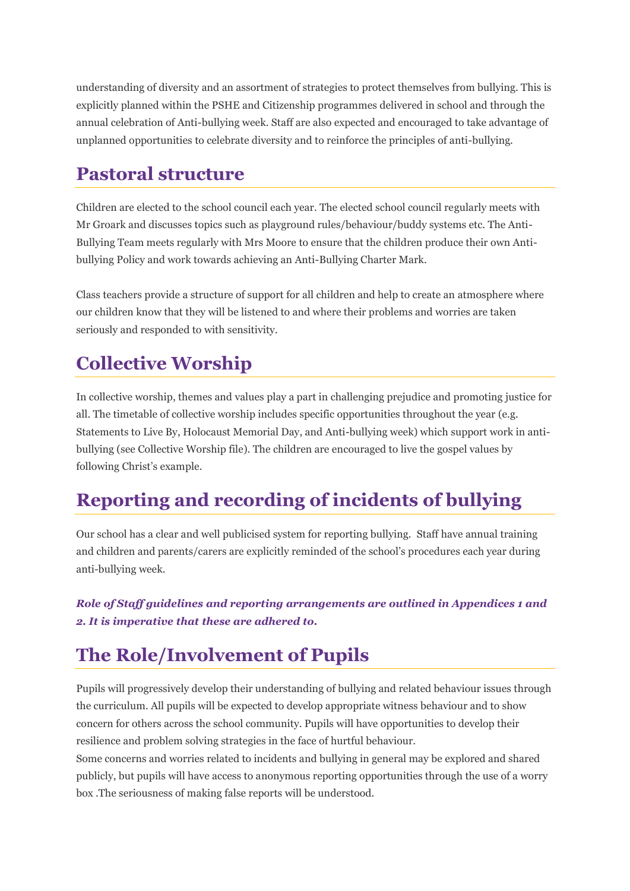understanding of diversity and an assortment of strategies to protect themselves from bullying. This is explicitly planned within the PSHE and Citizenship programmes delivered in school and through the annual celebration of Anti-bullying week. Staff are also expected and encouraged to take advantage of unplanned opportunities to celebrate diversity and to reinforce the principles of anti-bullying.

## Pastoral structure

Children are elected to the school council each year. The elected school council regularly meets with Mr Groark and discusses topics such as playground rules/behaviour/buddy systems etc. The Anti-Bullying Team meets regularly with Mrs Moore to ensure that the children produce their own Anti-bullying Policy and work towards achieving an Anti-Bullying Charter Mark.

Class teachers provide a structure of support for all children and help to create an atmosphere where our children know that they will be listened to and where their problems and worries are taken seriously and responded to with sensitivity.

## Collective Worship

In collective worship, themes and values play a part in challenging prejudice and promoting justice for all. The timetable of collective worship includes specific opportunities throughout the year (e.g. Statements to Live By, Holocaust Memorial Day, and Anti-bullying week) which support work in anti-bullying (see Collective Worship file). The children are encouraged to live the gospel values by following Christ's example.

## Reporting and recording of incidents of bullying

Our school has a clear and well publicised system for reporting bullying. Staff have annual training and children and parents/carers are explicitly reminded of the school's procedures each year during anti-bullying week.

***Role of Staff guidelines and reporting arrangements are outlined in Appendices 1 and 2. It is imperative that these are adhered to.***

## The Role/Involvement of Pupils

Pupils will progressively develop their understanding of bullying and related behaviour issues through the curriculum. All pupils will be expected to develop appropriate witness behaviour and to show concern for others across the school community. Pupils will have opportunities to develop their resilience and problem solving strategies in the face of hurtful behaviour.
Some concerns and worries related to incidents and bullying in general may be explored and shared publicly, but pupils will have access to anonymous reporting opportunities through the use of a worry box .The seriousness of making false reports will be understood.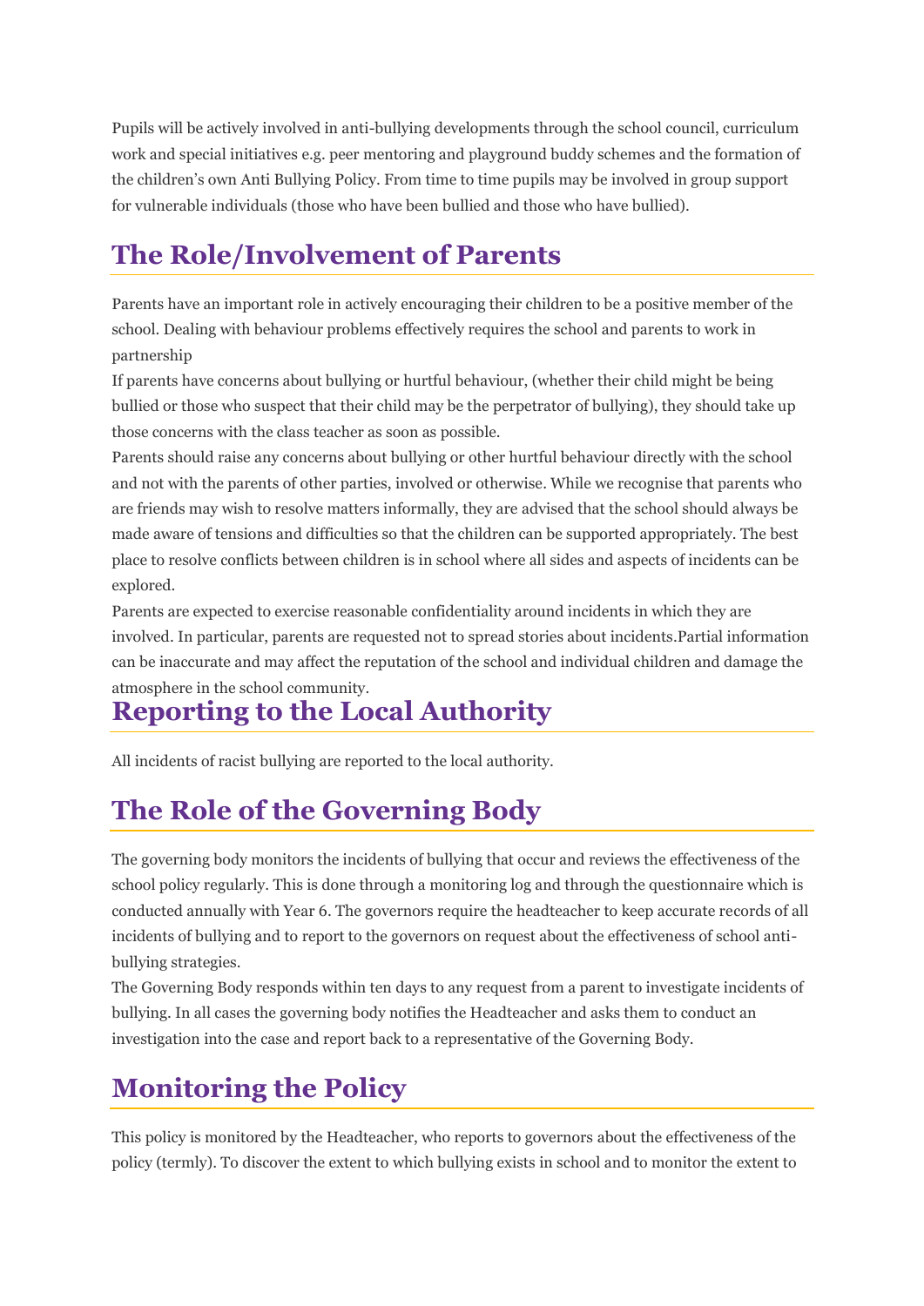Pupils will be actively involved in anti-bullying developments through the school council, curriculum work and special initiatives e.g. peer mentoring and playground buddy schemes and the formation of the children's own Anti Bullying Policy. From time to time pupils may be involved in group support for vulnerable individuals (those who have been bullied and those who have bullied).

## The Role/Involvement of Parents

Parents have an important role in actively encouraging their children to be a positive member of the school. Dealing with behaviour problems effectively requires the school and parents to work in partnership

If parents have concerns about bullying or hurtful behaviour, (whether their child might be being bullied or those who suspect that their child may be the perpetrator of bullying), they should take up those concerns with the class teacher as soon as possible.

Parents should raise any concerns about bullying or other hurtful behaviour directly with the school and not with the parents of other parties, involved or otherwise. While we recognise that parents who are friends may wish to resolve matters informally, they are advised that the school should always be made aware of tensions and difficulties so that the children can be supported appropriately. The best place to resolve conflicts between children is in school where all sides and aspects of incidents can be explored.

Parents are expected to exercise reasonable confidentiality around incidents in which they are involved. In particular, parents are requested not to spread stories about incidents.Partial information can be inaccurate and may affect the reputation of the school and individual children and damage the atmosphere in the school community.

## Reporting to the Local Authority

All incidents of racist bullying are reported to the local authority.

## The Role of the Governing Body

The governing body monitors the incidents of bullying that occur and reviews the effectiveness of the school policy regularly. This is done through a monitoring log and through the questionnaire which is conducted annually with Year 6. The governors require the headteacher to keep accurate records of all incidents of bullying and to report to the governors on request about the effectiveness of school anti-bullying strategies.

The Governing Body responds within ten days to any request from a parent to investigate incidents of bullying. In all cases the governing body notifies the Headteacher and asks them to conduct an investigation into the case and report back to a representative of the Governing Body.

## Monitoring the Policy

This policy is monitored by the Headteacher, who reports to governors about the effectiveness of the policy (termly). To discover the extent to which bullying exists in school and to monitor the extent to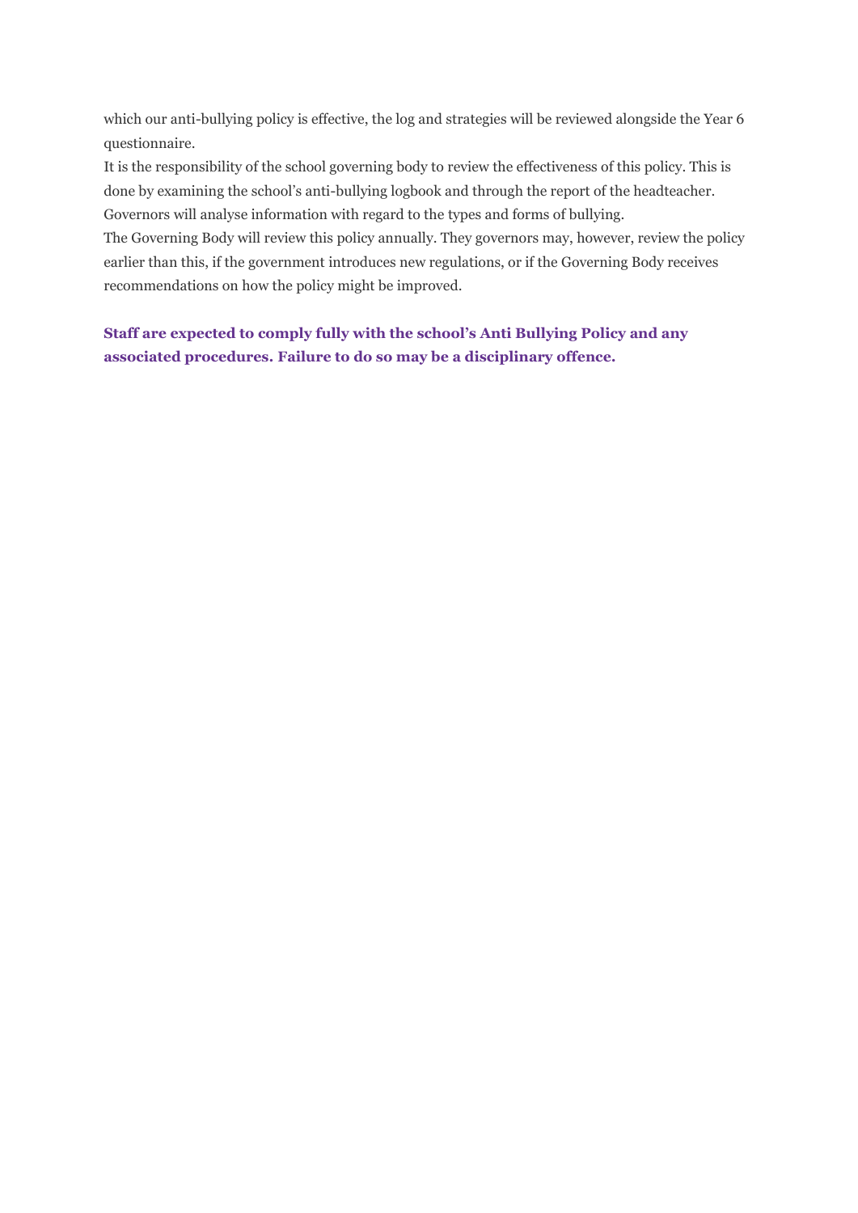which our anti-bullying policy is effective, the log and strategies will be reviewed alongside the Year 6 questionnaire.

It is the responsibility of the school governing body to review the effectiveness of this policy. This is done by examining the school's anti-bullying logbook and through the report of the headteacher. Governors will analyse information with regard to the types and forms of bullying.

The Governing Body will review this policy annually. They governors may, however, review the policy earlier than this, if the government introduces new regulations, or if the Governing Body receives recommendations on how the policy might be improved.

**Staff are expected to comply fully with the school's Anti Bullying Policy and any associated procedures. Failure to do so may be a disciplinary offence.**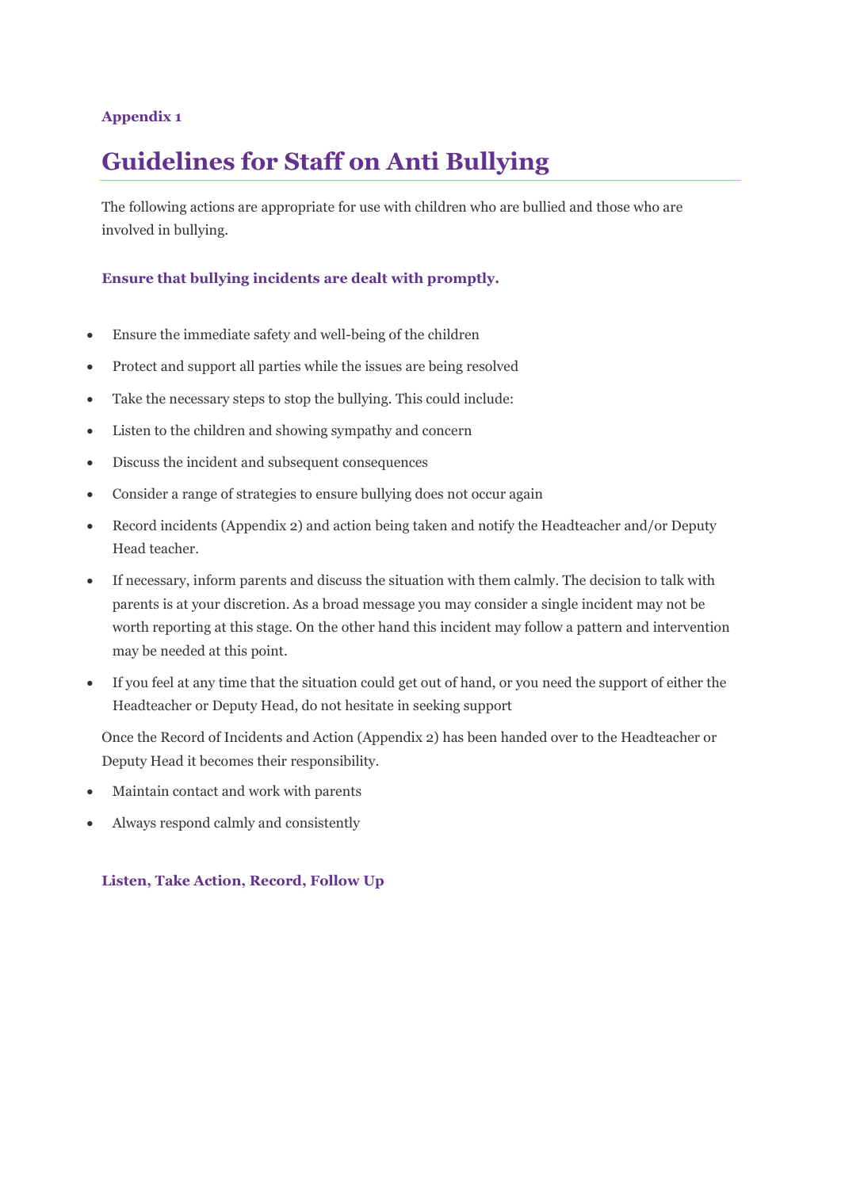**Appendix 1**

# Guidelines for Staff on Anti Bullying

The following actions are appropriate for use with children who are bullied and those who are involved in bullying.

**Ensure that bullying incidents are dealt with promptly.**

- Ensure the immediate safety and well-being of the children
- Protect and support all parties while the issues are being resolved
- Take the necessary steps to stop the bullying. This could include:
- Listen to the children and showing sympathy and concern
- Discuss the incident and subsequent consequences
- Consider a range of strategies to ensure bullying does not occur again
- Record incidents (Appendix 2) and action being taken and notify the Headteacher and/or Deputy Head teacher.
- If necessary, inform parents and discuss the situation with them calmly. The decision to talk with parents is at your discretion. As a broad message you may consider a single incident may not be worth reporting at this stage. On the other hand this incident may follow a pattern and intervention may be needed at this point.
- If you feel at any time that the situation could get out of hand, or you need the support of either the Headteacher or Deputy Head, do not hesitate in seeking support

Once the Record of Incidents and Action (Appendix 2) has been handed over to the Headteacher or Deputy Head it becomes their responsibility.

- Maintain contact and work with parents
- Always respond calmly and consistently

**Listen, Take Action, Record, Follow Up**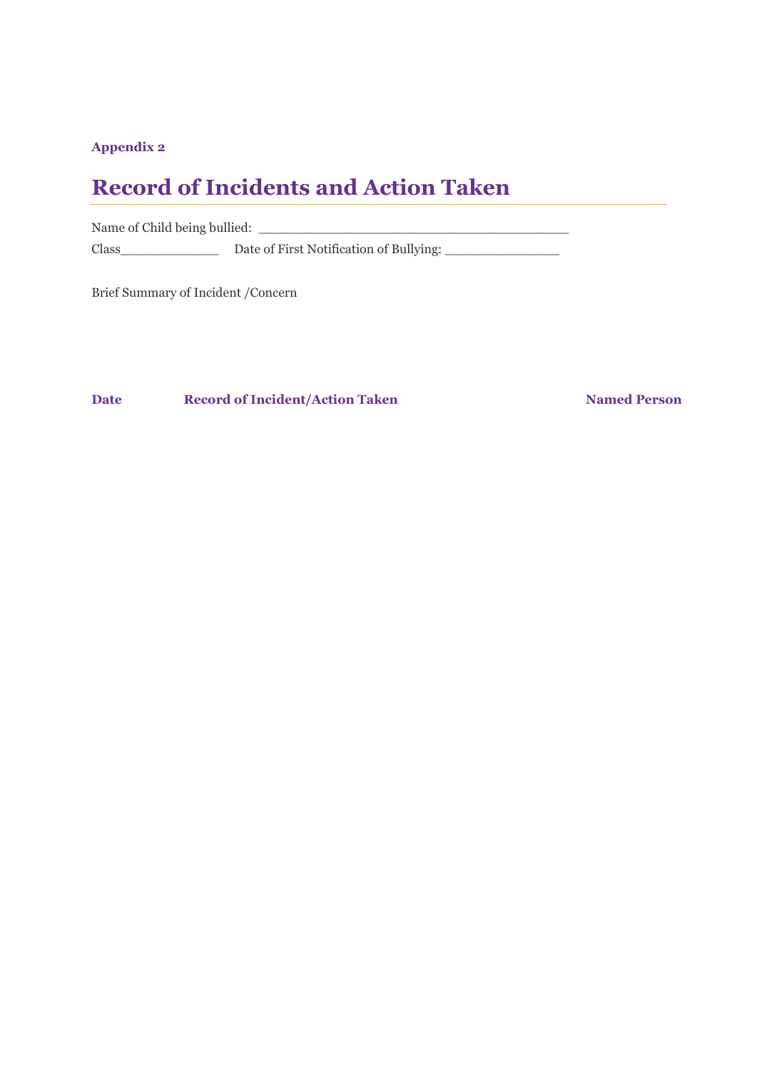**Appendix 2**

# Record of Incidents and Action Taken

Name of Child being bullied: ________________________________________

Class_____________ Date of First Notification of Bullying: ______________

Brief Summary of Incident /Concern

| **Date** | **Record of Incident/Action Taken** | **Named Person** |
|---|---|---|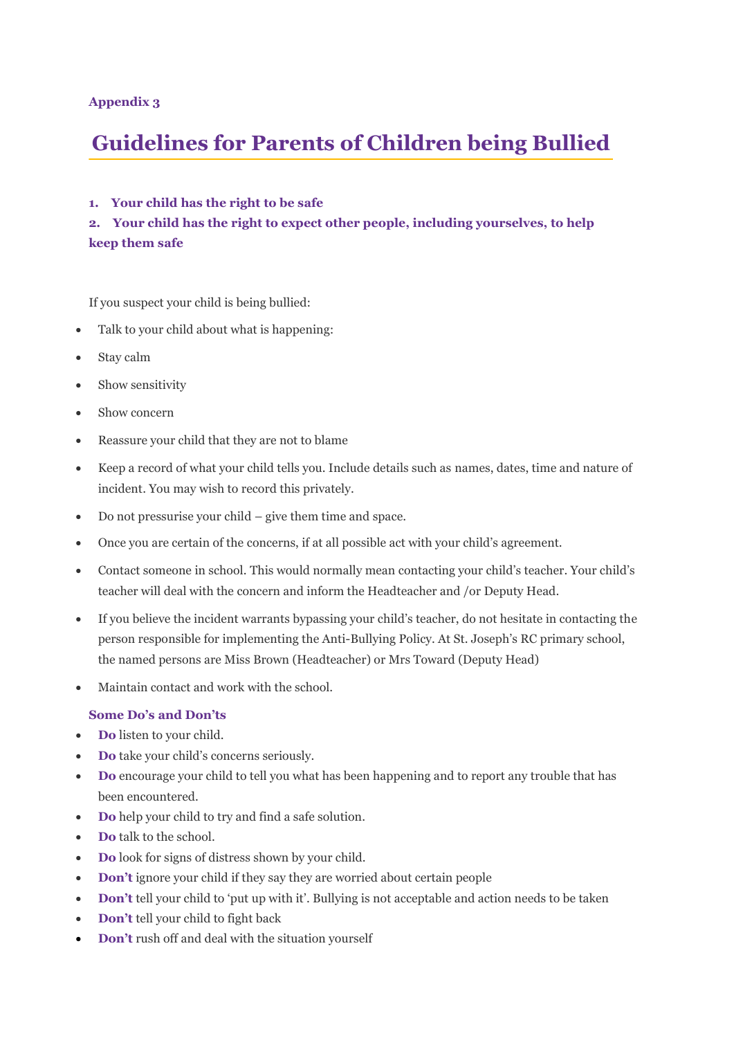**Appendix 3**

# Guidelines for Parents of Children being Bullied

**1. Your child has the right to be safe**

**2. Your child has the right to expect other people, including yourselves, to help keep them safe**

If you suspect your child is being bullied:

- Talk to your child about what is happening:
- Stay calm
- Show sensitivity
- Show concern
- Reassure your child that they are not to blame
- Keep a record of what your child tells you. Include details such as names, dates, time and nature of incident. You may wish to record this privately.
- Do not pressurise your child – give them time and space.
- Once you are certain of the concerns, if at all possible act with your child's agreement.
- Contact someone in school. This would normally mean contacting your child's teacher. Your child's teacher will deal with the concern and inform the Headteacher and /or Deputy Head.
- If you believe the incident warrants bypassing your child's teacher, do not hesitate in contacting the person responsible for implementing the Anti-Bullying Policy. At St. Joseph's RC primary school, the named persons are Miss Brown (Headteacher) or Mrs Toward (Deputy Head)
- Maintain contact and work with the school.

**Some Do's and Don'ts**

- **Do** listen to your child.
- **Do** take your child's concerns seriously.
- **Do** encourage your child to tell you what has been happening and to report any trouble that has been encountered.
- **Do** help your child to try and find a safe solution.
- **Do** talk to the school.
- **Do** look for signs of distress shown by your child.
- **Don't** ignore your child if they say they are worried about certain people
- **Don't** tell your child to 'put up with it'. Bullying is not acceptable and action needs to be taken
- **Don't** tell your child to fight back
- **Don't** rush off and deal with the situation yourself